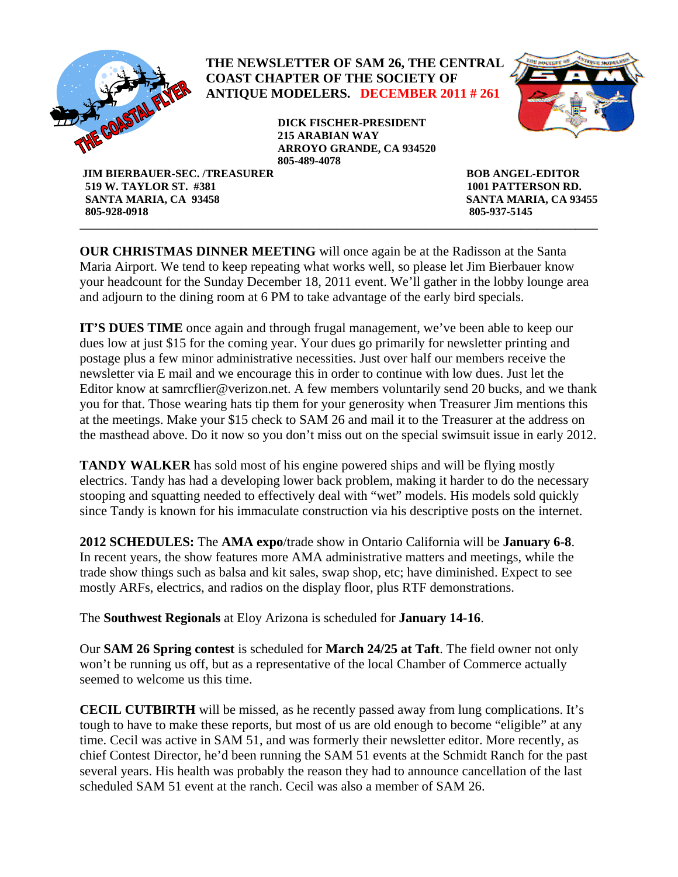**THE NEWSLETTER OF SAM 26, THE CENTRAL COAST CHAPTER OF THE SOCIETY OF ANTIQUE MODELERS. DECEMBER 2011 # 261**

**DICK FISCHER-PRESIDENT**
**215 ARABIAN WAY**
**ARROYO GRANDE, CA 934520**
**805-489-4078**

**JIM BIERBAUER-SEC. /TREASURER**
**519 W. TAYLOR ST. #381**
**SANTA MARIA, CA 93458**
**805-928-0918**

**BOB ANGEL-EDITOR**
**1001 PATTERSON RD.**
**SANTA MARIA, CA 93455**
**805-937-5145**

---

**OUR CHRISTMAS DINNER MEETING** will once again be at the Radisson at the Santa Maria Airport. We tend to keep repeating what works well, so please let Jim Bierbauer know your headcount for the Sunday December 18, 2011 event. We'll gather in the lobby lounge area and adjourn to the dining room at 6 PM to take advantage of the early bird specials.

**IT'S DUES TIME** once again and through frugal management, we've been able to keep our dues low at just $15 for the coming year. Your dues go primarily for newsletter printing and postage plus a few minor administrative necessities. Just over half our members receive the newsletter via E mail and we encourage this in order to continue with low dues. Just let the Editor know at samrcflier@verizon.net. A few members voluntarily send 20 bucks, and we thank you for that. Those wearing hats tip them for your generosity when Treasurer Jim mentions this at the meetings. Make your $15 check to SAM 26 and mail it to the Treasurer at the address on the masthead above. Do it now so you don't miss out on the special swimsuit issue in early 2012.

**TANDY WALKER** has sold most of his engine powered ships and will be flying mostly electrics. Tandy has had a developing lower back problem, making it harder to do the necessary stooping and squatting needed to effectively deal with "wet" models. His models sold quickly since Tandy is known for his immaculate construction via his descriptive posts on the internet.

**2012 SCHEDULES:** The **AMA expo**/trade show in Ontario California will be **January 6-8**. In recent years, the show features more AMA administrative matters and meetings, while the trade show things such as balsa and kit sales, swap shop, etc; have diminished. Expect to see mostly ARFs, electrics, and radios on the display floor, plus RTF demonstrations.

The **Southwest Regionals** at Eloy Arizona is scheduled for **January 14-16**.

Our **SAM 26 Spring contest** is scheduled for **March 24/25 at Taft**. The field owner not only won't be running us off, but as a representative of the local Chamber of Commerce actually seemed to welcome us this time.

**CECIL CUTBIRTH** will be missed, as he recently passed away from lung complications. It's tough to have to make these reports, but most of us are old enough to become "eligible" at any time. Cecil was active in SAM 51, and was formerly their newsletter editor. More recently, as chief Contest Director, he'd been running the SAM 51 events at the Schmidt Ranch for the past several years. His health was probably the reason they had to announce cancellation of the last scheduled SAM 51 event at the ranch. Cecil was also a member of SAM 26.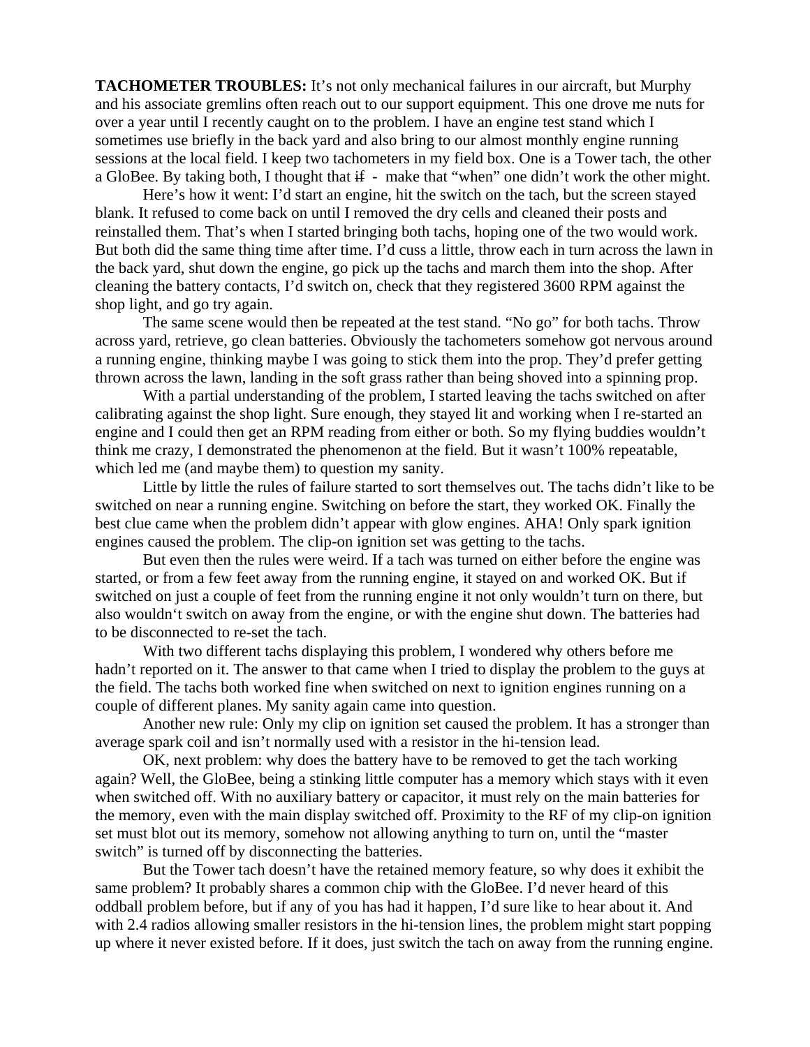**TACHOMETER TROUBLES:** It's not only mechanical failures in our aircraft, but Murphy and his associate gremlins often reach out to our support equipment. This one drove me nuts for over a year until I recently caught on to the problem. I have an engine test stand which I sometimes use briefly in the back yard and also bring to our almost monthly engine running sessions at the local field. I keep two tachometers in my field box. One is a Tower tach, the other a GloBee. By taking both, I thought that ~~if~~ - make that "when" one didn't work the other might.

Here's how it went: I'd start an engine, hit the switch on the tach, but the screen stayed blank. It refused to come back on until I removed the dry cells and cleaned their posts and reinstalled them. That's when I started bringing both tachs, hoping one of the two would work. But both did the same thing time after time. I'd cuss a little, throw each in turn across the lawn in the back yard, shut down the engine, go pick up the tachs and march them into the shop. After cleaning the battery contacts, I'd switch on, check that they registered 3600 RPM against the shop light, and go try again.

The same scene would then be repeated at the test stand. "No go" for both tachs. Throw across yard, retrieve, go clean batteries. Obviously the tachometers somehow got nervous around a running engine, thinking maybe I was going to stick them into the prop. They'd prefer getting thrown across the lawn, landing in the soft grass rather than being shoved into a spinning prop.

With a partial understanding of the problem, I started leaving the tachs switched on after calibrating against the shop light. Sure enough, they stayed lit and working when I re-started an engine and I could then get an RPM reading from either or both. So my flying buddies wouldn't think me crazy, I demonstrated the phenomenon at the field. But it wasn't 100% repeatable, which led me (and maybe them) to question my sanity.

Little by little the rules of failure started to sort themselves out. The tachs didn't like to be switched on near a running engine. Switching on before the start, they worked OK. Finally the best clue came when the problem didn't appear with glow engines. AHA! Only spark ignition engines caused the problem. The clip-on ignition set was getting to the tachs.

But even then the rules were weird. If a tach was turned on either before the engine was started, or from a few feet away from the running engine, it stayed on and worked OK. But if switched on just a couple of feet from the running engine it not only wouldn't turn on there, but also wouldn't switch on away from the engine, or with the engine shut down. The batteries had to be disconnected to re-set the tach.

With two different tachs displaying this problem, I wondered why others before me hadn't reported on it. The answer to that came when I tried to display the problem to the guys at the field. The tachs both worked fine when switched on next to ignition engines running on a couple of different planes. My sanity again came into question.

Another new rule: Only my clip on ignition set caused the problem. It has a stronger than average spark coil and isn't normally used with a resistor in the hi-tension lead.

OK, next problem: why does the battery have to be removed to get the tach working again? Well, the GloBee, being a stinking little computer has a memory which stays with it even when switched off. With no auxiliary battery or capacitor, it must rely on the main batteries for the memory, even with the main display switched off. Proximity to the RF of my clip-on ignition set must blot out its memory, somehow not allowing anything to turn on, until the "master switch" is turned off by disconnecting the batteries.

But the Tower tach doesn't have the retained memory feature, so why does it exhibit the same problem? It probably shares a common chip with the GloBee. I'd never heard of this oddball problem before, but if any of you has had it happen, I'd sure like to hear about it. And with 2.4 radios allowing smaller resistors in the hi-tension lines, the problem might start popping up where it never existed before. If it does, just switch the tach on away from the running engine.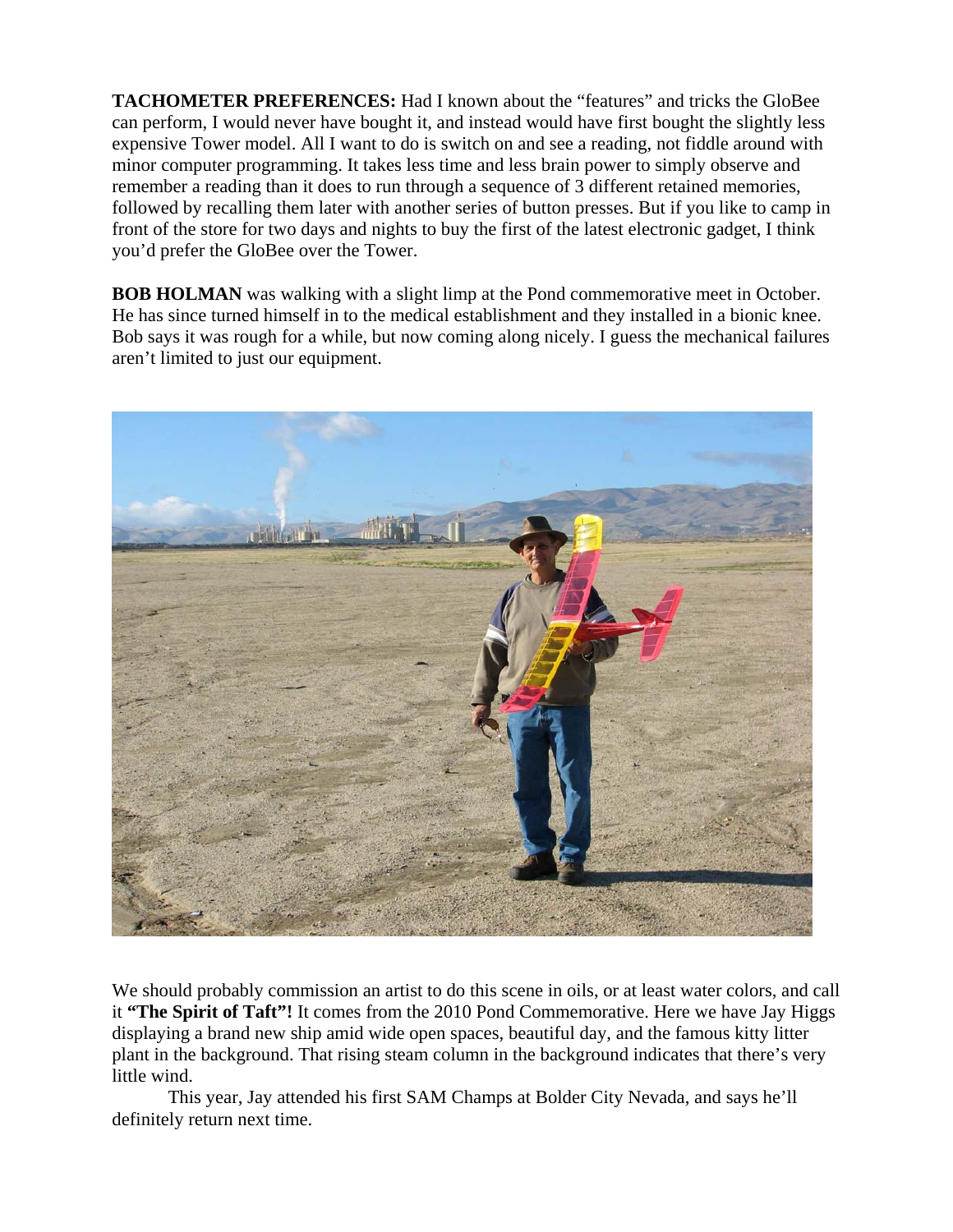**TACHOMETER PREFERENCES:** Had I known about the "features" and tricks the GloBee can perform, I would never have bought it, and instead would have first bought the slightly less expensive Tower model. All I want to do is switch on and see a reading, not fiddle around with minor computer programming. It takes less time and less brain power to simply observe and remember a reading than it does to run through a sequence of 3 different retained memories, followed by recalling them later with another series of button presses. But if you like to camp in front of the store for two days and nights to buy the first of the latest electronic gadget, I think you'd prefer the GloBee over the Tower.

**BOB HOLMAN** was walking with a slight limp at the Pond commemorative meet in October. He has since turned himself in to the medical establishment and they installed in a bionic knee. Bob says it was rough for a while, but now coming along nicely. I guess the mechanical failures aren't limited to just our equipment.

We should probably commission an artist to do this scene in oils, or at least water colors, and call it **"The Spirit of Taft"!** It comes from the 2010 Pond Commemorative. Here we have Jay Higgs displaying a brand new ship amid wide open spaces, beautiful day, and the famous kitty litter plant in the background. That rising steam column in the background indicates that there's very little wind.

This year, Jay attended his first SAM Champs at Bolder City Nevada, and says he'll definitely return next time.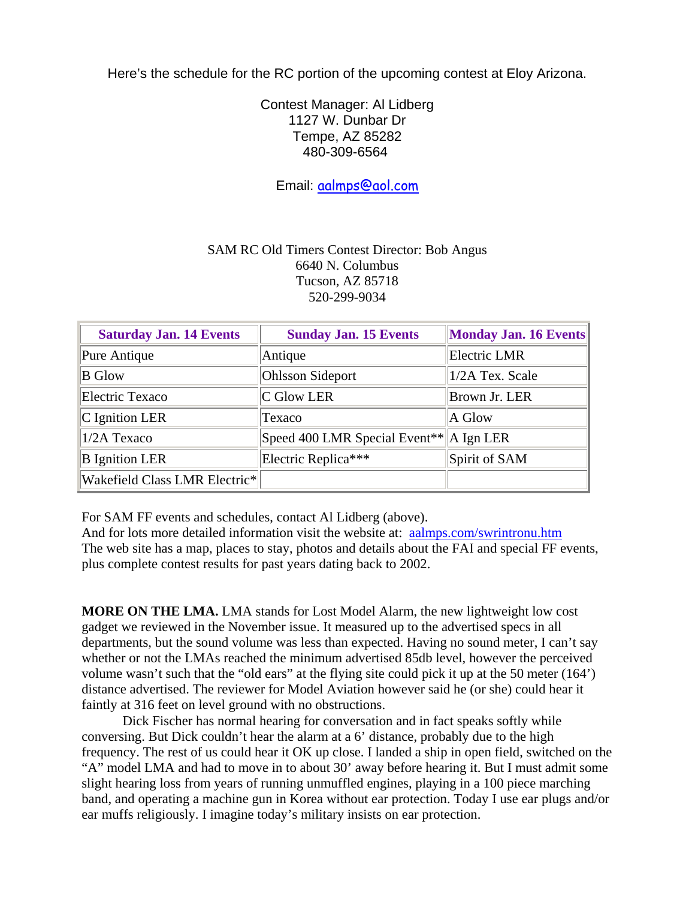Here's the schedule for the RC portion of the upcoming contest at Eloy Arizona.

Contest Manager: Al Lidberg
1127 W. Dunbar Dr
Tempe, AZ 85282
480-309-6564

Email: aalmps@aol.com

SAM RC Old Timers Contest Director: Bob Angus
6640 N. Columbus
Tucson, AZ 85718
520-299-9034

| Saturday Jan. 14 Events | Sunday Jan. 15 Events | Monday Jan. 16 Events |
|---|---|---|
| Pure Antique | Antique | Electric LMR |
| B Glow | Ohlsson Sideport | 1/2A Tex. Scale |
| Electric Texaco | C Glow LER | Brown Jr. LER |
| C Ignition LER | Texaco | A Glow |
| 1/2A Texaco | Speed 400 LMR Special Event** | A Ign LER |
| B Ignition LER | Electric Replica*** | Spirit of SAM |
| Wakefield Class LMR Electric* | | |

For SAM FF events and schedules, contact Al Lidberg (above).
And for lots more detailed information visit the website at: aalmps.com/swrintronu.htm
The web site has a map, places to stay, photos and details about the FAI and special FF events, plus complete contest results for past years dating back to 2002.

**MORE ON THE LMA.** LMA stands for Lost Model Alarm, the new lightweight low cost gadget we reviewed in the November issue. It measured up to the advertised specs in all departments, but the sound volume was less than expected. Having no sound meter, I can't say whether or not the LMAs reached the minimum advertised 85db level, however the perceived volume wasn't such that the "old ears" at the flying site could pick it up at the 50 meter (164') distance advertised. The reviewer for Model Aviation however said he (or she) could hear it faintly at 316 feet on level ground with no obstructions.

Dick Fischer has normal hearing for conversation and in fact speaks softly while conversing. But Dick couldn't hear the alarm at a 6' distance, probably due to the high frequency. The rest of us could hear it OK up close. I landed a ship in open field, switched on the "A" model LMA and had to move in to about 30' away before hearing it. But I must admit some slight hearing loss from years of running unmuffled engines, playing in a 100 piece marching band, and operating a machine gun in Korea without ear protection. Today I use ear plugs and/or ear muffs religiously. I imagine today's military insists on ear protection.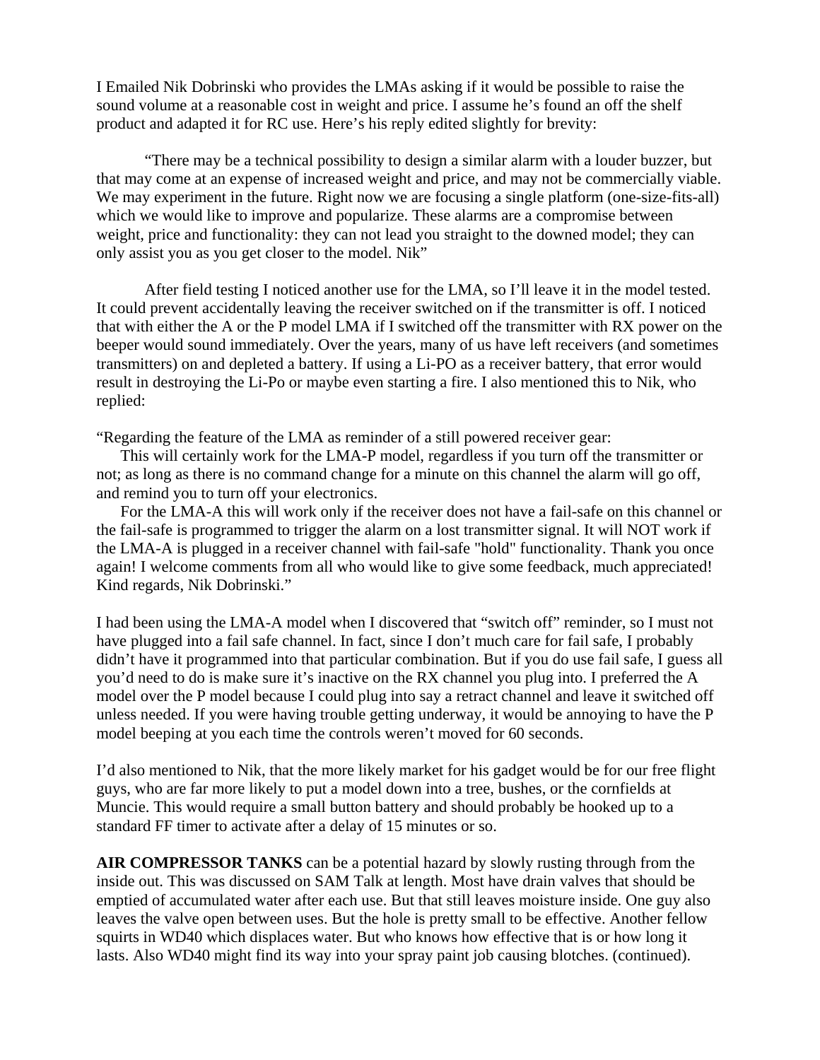I Emailed Nik Dobrinski who provides the LMAs asking if it would be possible to raise the sound volume at a reasonable cost in weight and price. I assume he's found an off the shelf product and adapted it for RC use. Here's his reply edited slightly for brevity:

"There may be a technical possibility to design a similar alarm with a louder buzzer, but that may come at an expense of increased weight and price, and may not be commercially viable. We may experiment in the future. Right now we are focusing a single platform (one-size-fits-all) which we would like to improve and popularize. These alarms are a compromise between weight, price and functionality: they can not lead you straight to the downed model; they can only assist you as you get closer to the model. Nik"

After field testing I noticed another use for the LMA, so I'll leave it in the model tested. It could prevent accidentally leaving the receiver switched on if the transmitter is off. I noticed that with either the A or the P model LMA if I switched off the transmitter with RX power on the beeper would sound immediately. Over the years, many of us have left receivers (and sometimes transmitters) on and depleted a battery. If using a Li-PO as a receiver battery, that error would result in destroying the Li-Po or maybe even starting a fire. I also mentioned this to Nik, who replied:

"Regarding the feature of the LMA as reminder of a still powered receiver gear:

This will certainly work for the LMA-P model, regardless if you turn off the transmitter or not; as long as there is no command change for a minute on this channel the alarm will go off, and remind you to turn off your electronics.

For the LMA-A this will work only if the receiver does not have a fail-safe on this channel or the fail-safe is programmed to trigger the alarm on a lost transmitter signal. It will NOT work if the LMA-A is plugged in a receiver channel with fail-safe "hold" functionality. Thank you once again! I welcome comments from all who would like to give some feedback, much appreciated! Kind regards, Nik Dobrinski."

I had been using the LMA-A model when I discovered that "switch off" reminder, so I must not have plugged into a fail safe channel. In fact, since I don't much care for fail safe, I probably didn't have it programmed into that particular combination. But if you do use fail safe, I guess all you'd need to do is make sure it's inactive on the RX channel you plug into. I preferred the A model over the P model because I could plug into say a retract channel and leave it switched off unless needed. If you were having trouble getting underway, it would be annoying to have the P model beeping at you each time the controls weren't moved for 60 seconds.

I'd also mentioned to Nik, that the more likely market for his gadget would be for our free flight guys, who are far more likely to put a model down into a tree, bushes, or the cornfields at Muncie. This would require a small button battery and should probably be hooked up to a standard FF timer to activate after a delay of 15 minutes or so.

**AIR COMPRESSOR TANKS** can be a potential hazard by slowly rusting through from the inside out. This was discussed on SAM Talk at length. Most have drain valves that should be emptied of accumulated water after each use. But that still leaves moisture inside. One guy also leaves the valve open between uses. But the hole is pretty small to be effective. Another fellow squirts in WD40 which displaces water. But who knows how effective that is or how long it lasts. Also WD40 might find its way into your spray paint job causing blotches. (continued).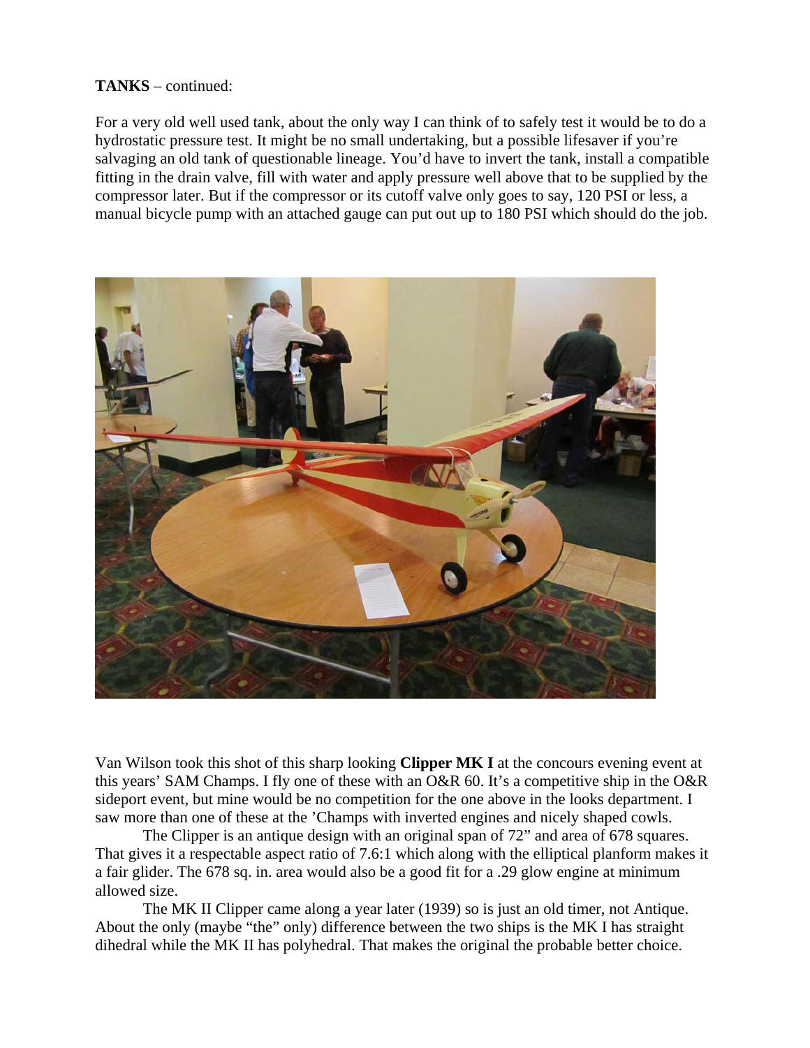**TANKS** – continued:

For a very old well used tank, about the only way I can think of to safely test it would be to do a hydrostatic pressure test. It might be no small undertaking, but a possible lifesaver if you're salvaging an old tank of questionable lineage. You'd have to invert the tank, install a compatible fitting in the drain valve, fill with water and apply pressure well above that to be supplied by the compressor later. But if the compressor or its cutoff valve only goes to say, 120 PSI or less, a manual bicycle pump with an attached gauge can put out up to 180 PSI which should do the job.

Van Wilson took this shot of this sharp looking **Clipper MK I** at the concours evening event at this years' SAM Champs. I fly one of these with an O&R 60. It's a competitive ship in the O&R sideport event, but mine would be no competition for the one above in the looks department. I saw more than one of these at the 'Champs with inverted engines and nicely shaped cowls.

The Clipper is an antique design with an original span of 72" and area of 678 squares. That gives it a respectable aspect ratio of 7.6:1 which along with the elliptical planform makes it a fair glider. The 678 sq. in. area would also be a good fit for a .29 glow engine at minimum allowed size.

The MK II Clipper came along a year later (1939) so is just an old timer, not Antique. About the only (maybe "the" only) difference between the two ships is the MK I has straight dihedral while the MK II has polyhedral. That makes the original the probable better choice.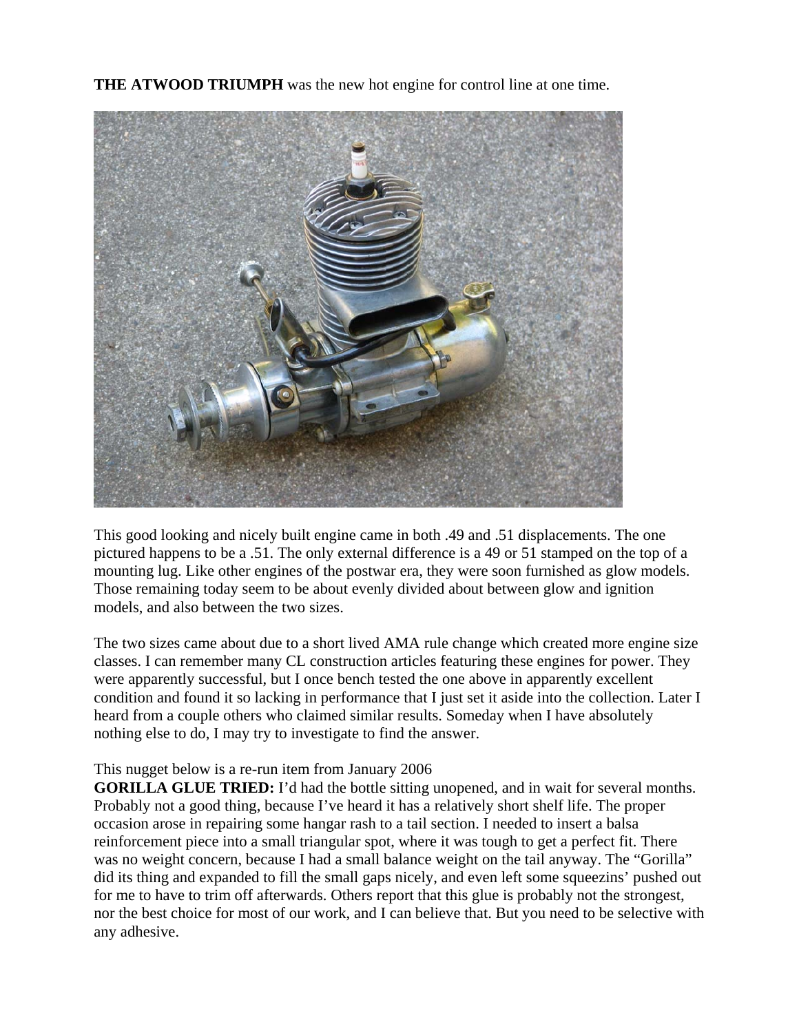**THE ATWOOD TRIUMPH** was the new hot engine for control line at one time.

This good looking and nicely built engine came in both .49 and .51 displacements. The one pictured happens to be a .51. The only external difference is a 49 or 51 stamped on the top of a mounting lug. Like other engines of the postwar era, they were soon furnished as glow models. Those remaining today seem to be about evenly divided about between glow and ignition models, and also between the two sizes.

The two sizes came about due to a short lived AMA rule change which created more engine size classes. I can remember many CL construction articles featuring these engines for power. They were apparently successful, but I once bench tested the one above in apparently excellent condition and found it so lacking in performance that I just set it aside into the collection. Later I heard from a couple others who claimed similar results. Someday when I have absolutely nothing else to do, I may try to investigate to find the answer.

This nugget below is a re-run item from January 2006

**GORILLA GLUE TRIED:** I'd had the bottle sitting unopened, and in wait for several months. Probably not a good thing, because I've heard it has a relatively short shelf life. The proper occasion arose in repairing some hangar rash to a tail section. I needed to insert a balsa reinforcement piece into a small triangular spot, where it was tough to get a perfect fit. There was no weight concern, because I had a small balance weight on the tail anyway. The "Gorilla" did its thing and expanded to fill the small gaps nicely, and even left some squeezins' pushed out for me to have to trim off afterwards. Others report that this glue is probably not the strongest, nor the best choice for most of our work, and I can believe that. But you need to be selective with any adhesive.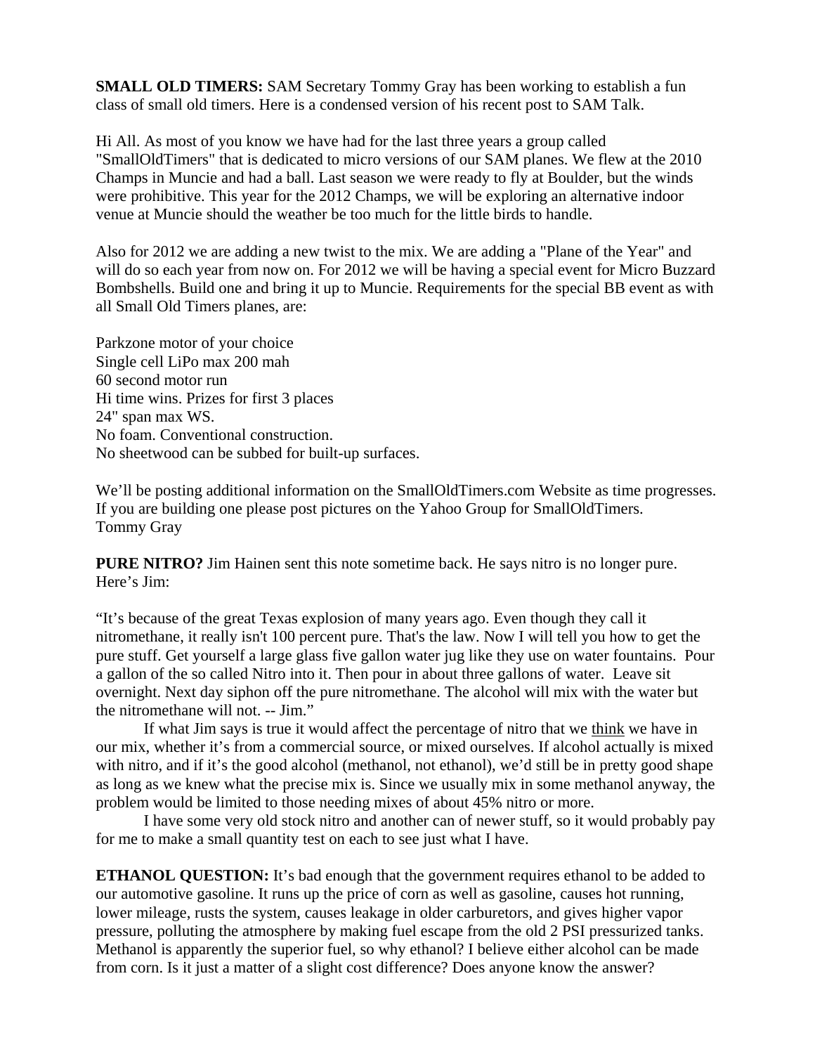**SMALL OLD TIMERS:** SAM Secretary Tommy Gray has been working to establish a fun class of small old timers. Here is a condensed version of his recent post to SAM Talk.

Hi All. As most of you know we have had for the last three years a group called "SmallOldTimers" that is dedicated to micro versions of our SAM planes. We flew at the 2010 Champs in Muncie and had a ball. Last season we were ready to fly at Boulder, but the winds were prohibitive. This year for the 2012 Champs, we will be exploring an alternative indoor venue at Muncie should the weather be too much for the little birds to handle.

Also for 2012 we are adding a new twist to the mix. We are adding a "Plane of the Year" and will do so each year from now on. For 2012 we will be having a special event for Micro Buzzard Bombshells. Build one and bring it up to Muncie. Requirements for the special BB event as with all Small Old Timers planes, are:

Parkzone motor of your choice
Single cell LiPo max 200 mah
60 second motor run
Hi time wins. Prizes for first 3 places
24" span max WS.
No foam. Conventional construction.
No sheetwood can be subbed for built-up surfaces.

We'll be posting additional information on the SmallOldTimers.com Website as time progresses. If you are building one please post pictures on the Yahoo Group for SmallOldTimers.
Tommy Gray

**PURE NITRO?** Jim Hainen sent this note sometime back. He says nitro is no longer pure. Here's Jim:

"It's because of the great Texas explosion of many years ago. Even though they call it nitromethane, it really isn't 100 percent pure. That's the law. Now I will tell you how to get the pure stuff. Get yourself a large glass five gallon water jug like they use on water fountains. Pour a gallon of the so called Nitro into it. Then pour in about three gallons of water. Leave sit overnight. Next day siphon off the pure nitromethane. The alcohol will mix with the water but the nitromethane will not. -- Jim."

If what Jim says is true it would affect the percentage of nitro that we think we have in our mix, whether it's from a commercial source, or mixed ourselves. If alcohol actually is mixed with nitro, and if it's the good alcohol (methanol, not ethanol), we'd still be in pretty good shape as long as we knew what the precise mix is. Since we usually mix in some methanol anyway, the problem would be limited to those needing mixes of about 45% nitro or more.

I have some very old stock nitro and another can of newer stuff, so it would probably pay for me to make a small quantity test on each to see just what I have.

**ETHANOL QUESTION:** It's bad enough that the government requires ethanol to be added to our automotive gasoline. It runs up the price of corn as well as gasoline, causes hot running, lower mileage, rusts the system, causes leakage in older carburetors, and gives higher vapor pressure, polluting the atmosphere by making fuel escape from the old 2 PSI pressurized tanks. Methanol is apparently the superior fuel, so why ethanol? I believe either alcohol can be made from corn. Is it just a matter of a slight cost difference? Does anyone know the answer?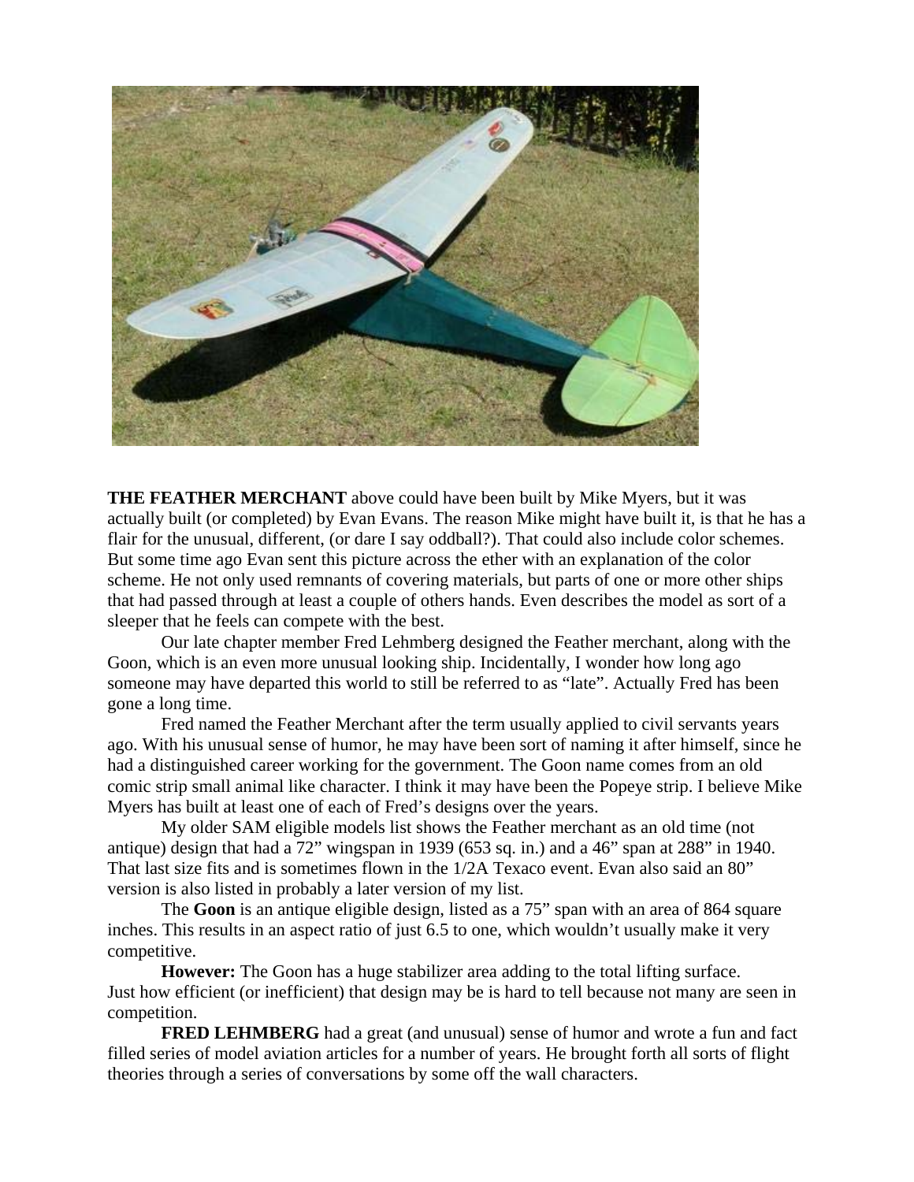**THE FEATHER MERCHANT** above could have been built by Mike Myers, but it was actually built (or completed) by Evan Evans. The reason Mike might have built it, is that he has a flair for the unusual, different, (or dare I say oddball?). That could also include color schemes. But some time ago Evan sent this picture across the ether with an explanation of the color scheme. He not only used remnants of covering materials, but parts of one or more other ships that had passed through at least a couple of others hands. Even describes the model as sort of a sleeper that he feels can compete with the best.

Our late chapter member Fred Lehmberg designed the Feather merchant, along with the Goon, which is an even more unusual looking ship. Incidentally, I wonder how long ago someone may have departed this world to still be referred to as "late". Actually Fred has been gone a long time.

Fred named the Feather Merchant after the term usually applied to civil servants years ago. With his unusual sense of humor, he may have been sort of naming it after himself, since he had a distinguished career working for the government. The Goon name comes from an old comic strip small animal like character. I think it may have been the Popeye strip. I believe Mike Myers has built at least one of each of Fred's designs over the years.

My older SAM eligible models list shows the Feather merchant as an old time (not antique) design that had a 72" wingspan in 1939 (653 sq. in.) and a 46" span at 288" in 1940. That last size fits and is sometimes flown in the 1/2A Texaco event. Evan also said an 80" version is also listed in probably a later version of my list.

The **Goon** is an antique eligible design, listed as a 75" span with an area of 864 square inches. This results in an aspect ratio of just 6.5 to one, which wouldn't usually make it very competitive.

**However:** The Goon has a huge stabilizer area adding to the total lifting surface. Just how efficient (or inefficient) that design may be is hard to tell because not many are seen in competition.

**FRED LEHMBERG** had a great (and unusual) sense of humor and wrote a fun and fact filled series of model aviation articles for a number of years. He brought forth all sorts of flight theories through a series of conversations by some off the wall characters.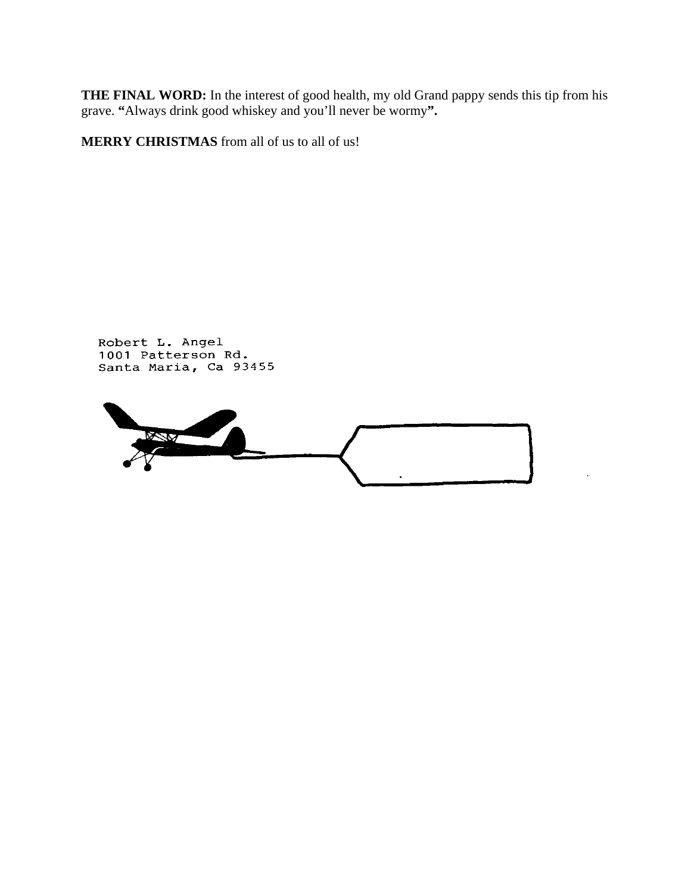**THE FINAL WORD:** In the interest of good health, my old Grand pappy sends this tip from his grave. **"**Always drink good whiskey and you'll never be wormy**".**

**MERRY CHRISTMAS** from all of us to all of us!

Robert L. Angel
1001 Patterson Rd.
Santa Maria, Ca 93455